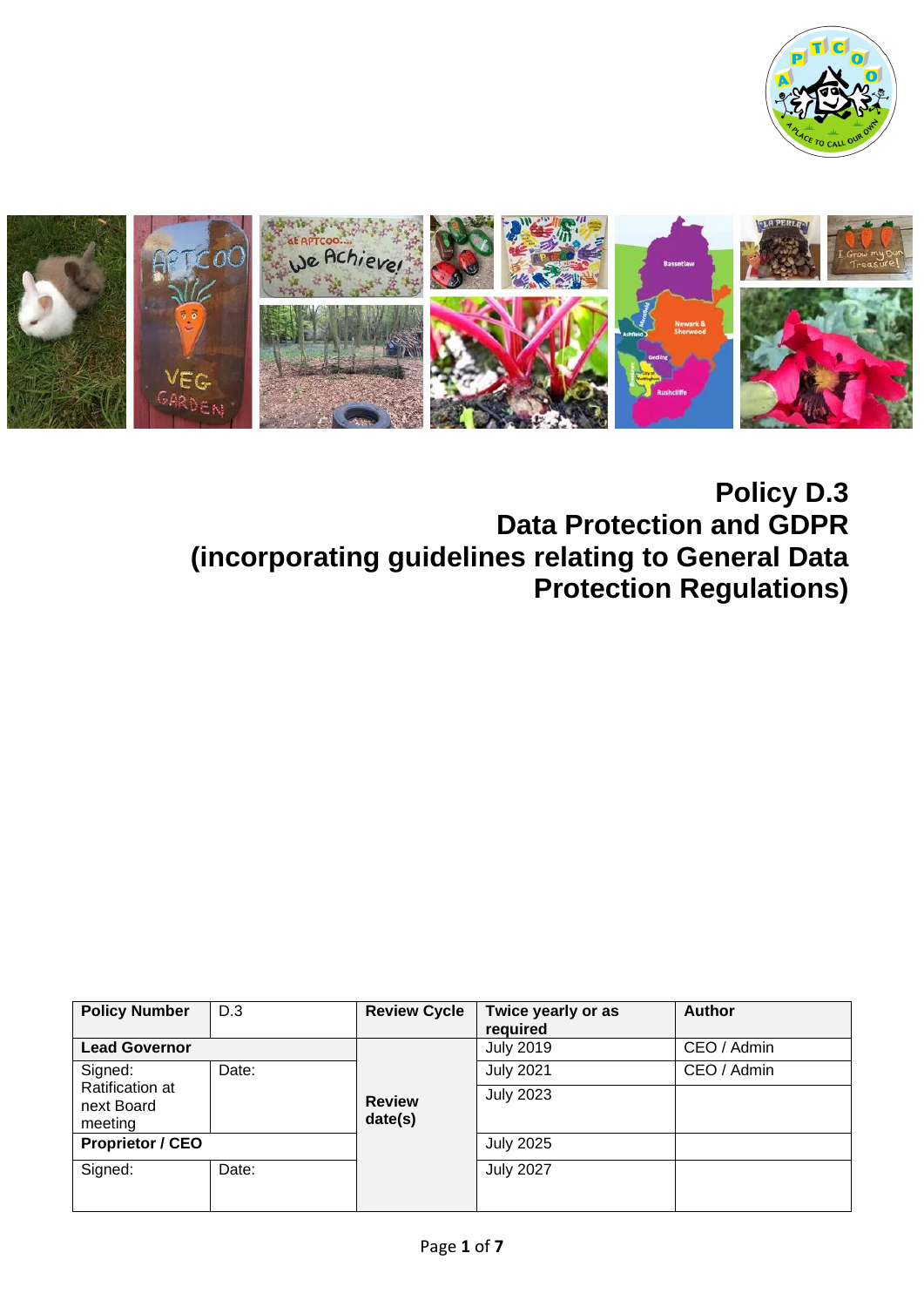# Policy D.3
# Data Protection and GDPR
# (incorporating guidelines relating to General Data Protection Regulations)

| Policy Number | D.3 | Review Cycle | Twice yearly or as required | Author |
|---|---|---|---|---|
| **Lead Governor** | | Review date(s) | July 2019 | CEO / Admin |
| Signed: Ratification at next Board meeting | Date: | | July 2021 | CEO / Admin |
| | | | July 2023 | |
| **Proprietor / CEO** | | | July 2025 | |
| Signed: | Date: | | July 2027 | |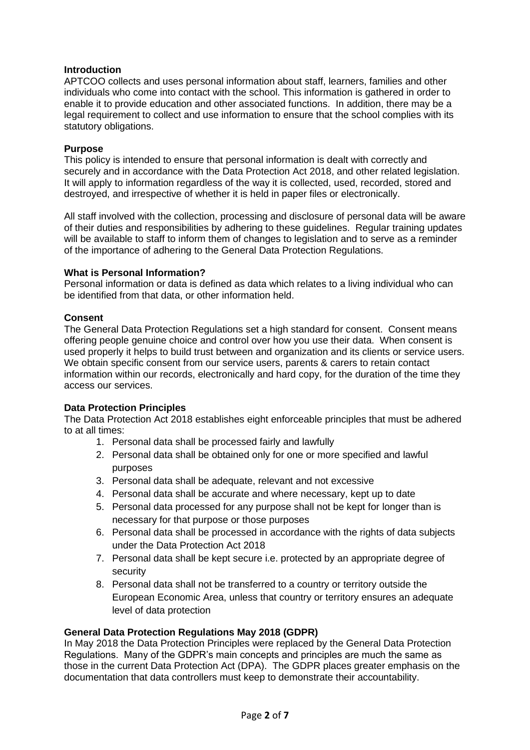**Introduction**

APTCOO collects and uses personal information about staff, learners, families and other individuals who come into contact with the school. This information is gathered in order to enable it to provide education and other associated functions. In addition, there may be a legal requirement to collect and use information to ensure that the school complies with its statutory obligations.

**Purpose**

This policy is intended to ensure that personal information is dealt with correctly and securely and in accordance with the Data Protection Act 2018, and other related legislation. It will apply to information regardless of the way it is collected, used, recorded, stored and destroyed, and irrespective of whether it is held in paper files or electronically.

All staff involved with the collection, processing and disclosure of personal data will be aware of their duties and responsibilities by adhering to these guidelines. Regular training updates will be available to staff to inform them of changes to legislation and to serve as a reminder of the importance of adhering to the General Data Protection Regulations.

**What is Personal Information?**

Personal information or data is defined as data which relates to a living individual who can be identified from that data, or other information held.

**Consent**

The General Data Protection Regulations set a high standard for consent. Consent means offering people genuine choice and control over how you use their data. When consent is used properly it helps to build trust between and organization and its clients or service users. We obtain specific consent from our service users, parents & carers to retain contact information within our records, electronically and hard copy, for the duration of the time they access our services.

**Data Protection Principles**

The Data Protection Act 2018 establishes eight enforceable principles that must be adhered to at all times:

1. Personal data shall be processed fairly and lawfully
2. Personal data shall be obtained only for one or more specified and lawful purposes
3. Personal data shall be adequate, relevant and not excessive
4. Personal data shall be accurate and where necessary, kept up to date
5. Personal data processed for any purpose shall not be kept for longer than is necessary for that purpose or those purposes
6. Personal data shall be processed in accordance with the rights of data subjects under the Data Protection Act 2018
7. Personal data shall be kept secure i.e. protected by an appropriate degree of security
8. Personal data shall not be transferred to a country or territory outside the European Economic Area, unless that country or territory ensures an adequate level of data protection

**General Data Protection Regulations May 2018 (GDPR)**

In May 2018 the Data Protection Principles were replaced by the General Data Protection Regulations. Many of the GDPR's main concepts and principles are much the same as those in the current Data Protection Act (DPA). The GDPR places greater emphasis on the documentation that data controllers must keep to demonstrate their accountability.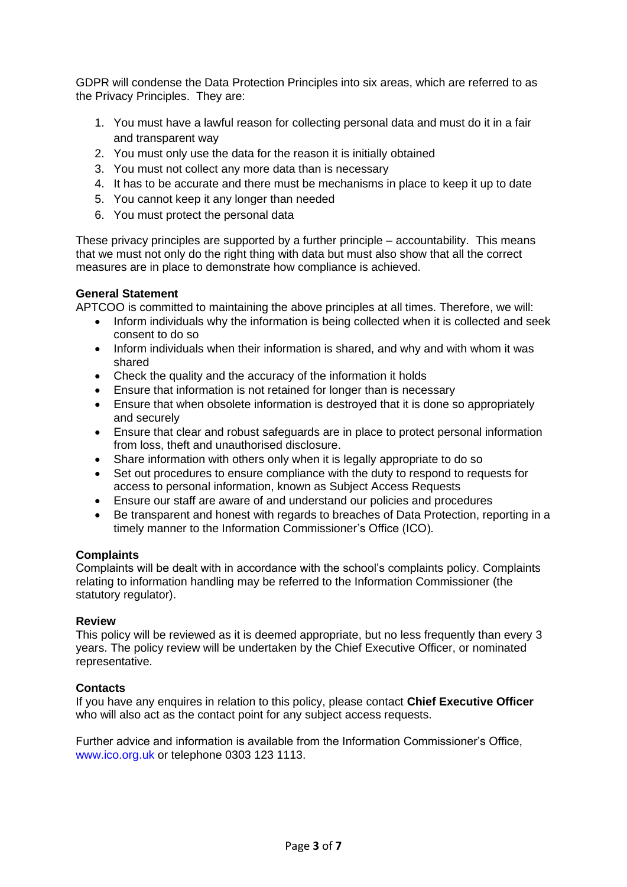GDPR will condense the Data Protection Principles into six areas, which are referred to as the Privacy Principles. They are:

1. You must have a lawful reason for collecting personal data and must do it in a fair and transparent way
2. You must only use the data for the reason it is initially obtained
3. You must not collect any more data than is necessary
4. It has to be accurate and there must be mechanisms in place to keep it up to date
5. You cannot keep it any longer than needed
6. You must protect the personal data

These privacy principles are supported by a further principle – accountability. This means that we must not only do the right thing with data but must also show that all the correct measures are in place to demonstrate how compliance is achieved.

**General Statement**

APTCOO is committed to maintaining the above principles at all times. Therefore, we will:

- Inform individuals why the information is being collected when it is collected and seek consent to do so
- Inform individuals when their information is shared, and why and with whom it was shared
- Check the quality and the accuracy of the information it holds
- Ensure that information is not retained for longer than is necessary
- Ensure that when obsolete information is destroyed that it is done so appropriately and securely
- Ensure that clear and robust safeguards are in place to protect personal information from loss, theft and unauthorised disclosure.
- Share information with others only when it is legally appropriate to do so
- Set out procedures to ensure compliance with the duty to respond to requests for access to personal information, known as Subject Access Requests
- Ensure our staff are aware of and understand our policies and procedures
- Be transparent and honest with regards to breaches of Data Protection, reporting in a timely manner to the Information Commissioner's Office (ICO).

**Complaints**

Complaints will be dealt with in accordance with the school's complaints policy. Complaints relating to information handling may be referred to the Information Commissioner (the statutory regulator).

**Review**

This policy will be reviewed as it is deemed appropriate, but no less frequently than every 3 years. The policy review will be undertaken by the Chief Executive Officer, or nominated representative.

**Contacts**

If you have any enquires in relation to this policy, please contact **Chief Executive Officer** who will also act as the contact point for any subject access requests.

Further advice and information is available from the Information Commissioner's Office, www.ico.org.uk or telephone 0303 123 1113.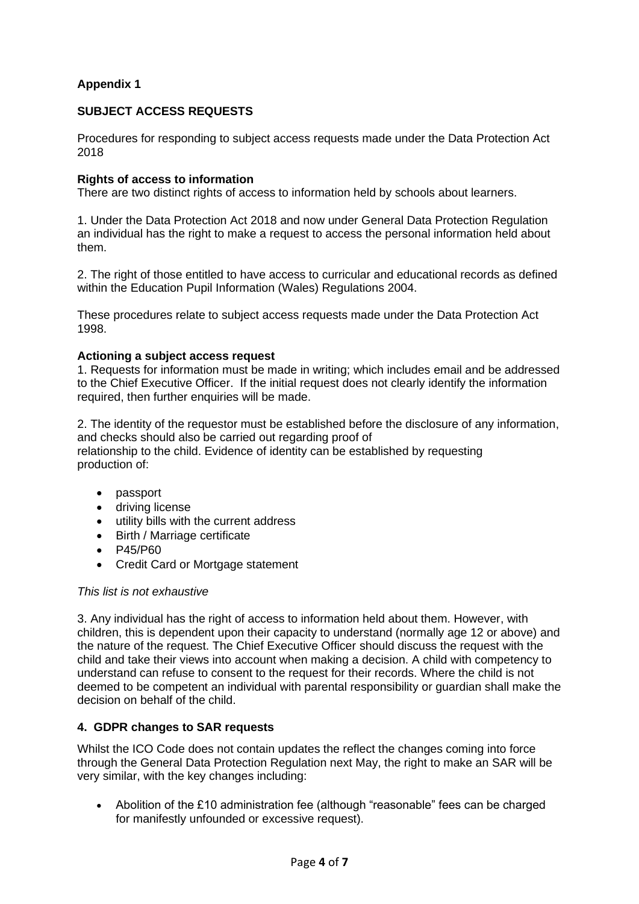**Appendix 1**

**SUBJECT ACCESS REQUESTS**

Procedures for responding to subject access requests made under the Data Protection Act 2018

**Rights of access to information**

There are two distinct rights of access to information held by schools about learners.

1. Under the Data Protection Act 2018 and now under General Data Protection Regulation an individual has the right to make a request to access the personal information held about them.

2. The right of those entitled to have access to curricular and educational records as defined within the Education Pupil Information (Wales) Regulations 2004.

These procedures relate to subject access requests made under the Data Protection Act 1998.

**Actioning a subject access request**

1. Requests for information must be made in writing; which includes email and be addressed to the Chief Executive Officer. If the initial request does not clearly identify the information required, then further enquiries will be made.

2. The identity of the requestor must be established before the disclosure of any information, and checks should also be carried out regarding proof of relationship to the child. Evidence of identity can be established by requesting production of:

- passport
- driving license
- utility bills with the current address
- Birth / Marriage certificate
- P45/P60
- Credit Card or Mortgage statement

*This list is not exhaustive*

3. Any individual has the right of access to information held about them. However, with children, this is dependent upon their capacity to understand (normally age 12 or above) and the nature of the request. The Chief Executive Officer should discuss the request with the child and take their views into account when making a decision. A child with competency to understand can refuse to consent to the request for their records. Where the child is not deemed to be competent an individual with parental responsibility or guardian shall make the decision on behalf of the child.

**4. GDPR changes to SAR requests**

Whilst the ICO Code does not contain updates the reflect the changes coming into force through the General Data Protection Regulation next May, the right to make an SAR will be very similar, with the key changes including:

- Abolition of the £10 administration fee (although "reasonable" fees can be charged for manifestly unfounded or excessive request).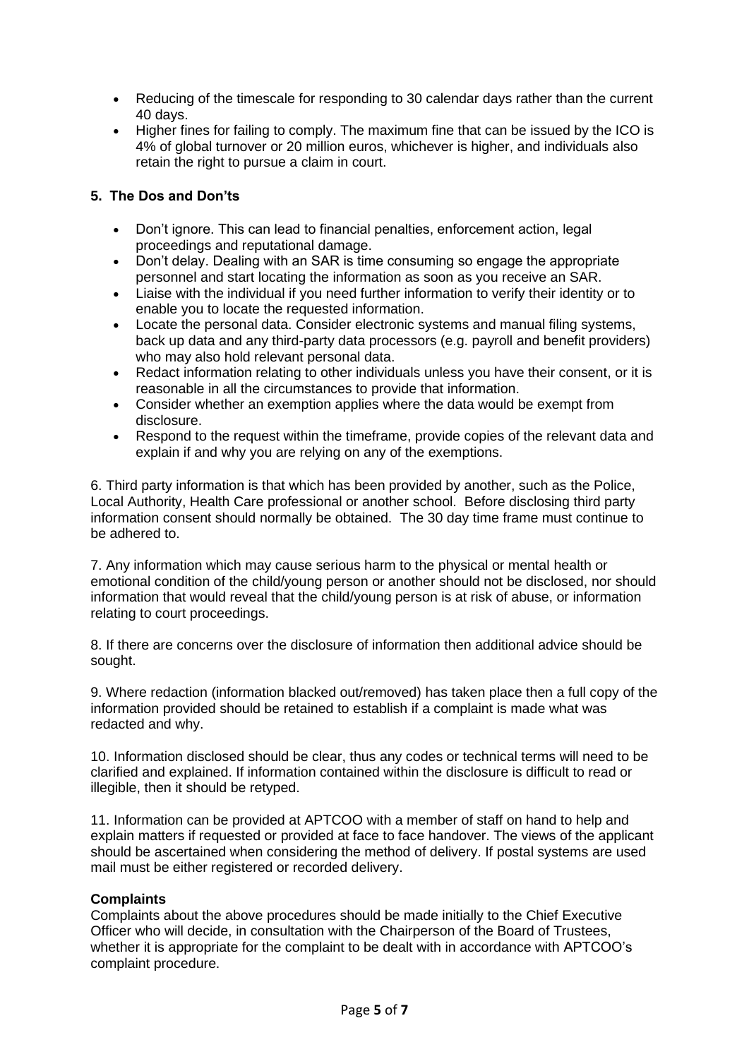- Reducing of the timescale for responding to 30 calendar days rather than the current 40 days.
- Higher fines for failing to comply. The maximum fine that can be issued by the ICO is 4% of global turnover or 20 million euros, whichever is higher, and individuals also retain the right to pursue a claim in court.

## 5. The Dos and Don'ts

- Don't ignore. This can lead to financial penalties, enforcement action, legal proceedings and reputational damage.
- Don't delay. Dealing with an SAR is time consuming so engage the appropriate personnel and start locating the information as soon as you receive an SAR.
- Liaise with the individual if you need further information to verify their identity or to enable you to locate the requested information.
- Locate the personal data. Consider electronic systems and manual filing systems, back up data and any third-party data processors (e.g. payroll and benefit providers) who may also hold relevant personal data.
- Redact information relating to other individuals unless you have their consent, or it is reasonable in all the circumstances to provide that information.
- Consider whether an exemption applies where the data would be exempt from disclosure.
- Respond to the request within the timeframe, provide copies of the relevant data and explain if and why you are relying on any of the exemptions.

6. Third party information is that which has been provided by another, such as the Police, Local Authority, Health Care professional or another school. Before disclosing third party information consent should normally be obtained. The 30 day time frame must continue to be adhered to.

7. Any information which may cause serious harm to the physical or mental health or emotional condition of the child/young person or another should not be disclosed, nor should information that would reveal that the child/young person is at risk of abuse, or information relating to court proceedings.

8. If there are concerns over the disclosure of information then additional advice should be sought.

9. Where redaction (information blacked out/removed) has taken place then a full copy of the information provided should be retained to establish if a complaint is made what was redacted and why.

10. Information disclosed should be clear, thus any codes or technical terms will need to be clarified and explained. If information contained within the disclosure is difficult to read or illegible, then it should be retyped.

11. Information can be provided at APTCOO with a member of staff on hand to help and explain matters if requested or provided at face to face handover. The views of the applicant should be ascertained when considering the method of delivery. If postal systems are used mail must be either registered or recorded delivery.

### Complaints

Complaints about the above procedures should be made initially to the Chief Executive Officer who will decide, in consultation with the Chairperson of the Board of Trustees, whether it is appropriate for the complaint to be dealt with in accordance with APTCOO's complaint procedure.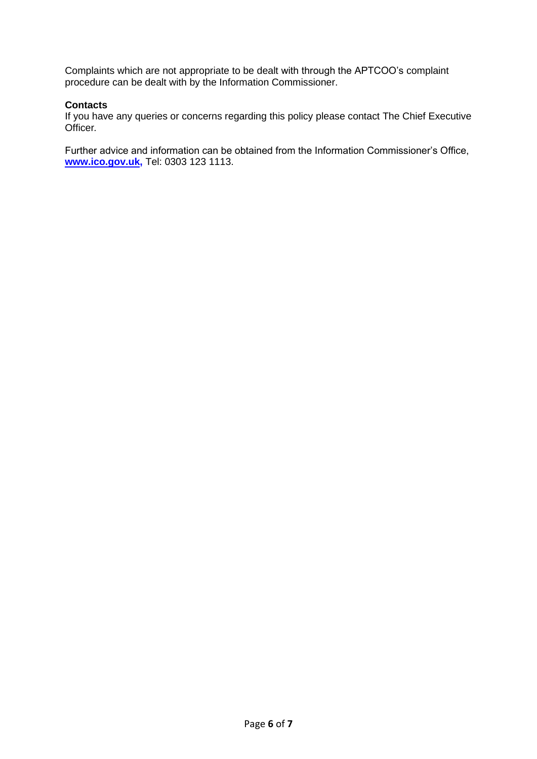Complaints which are not appropriate to be dealt with through the APTCOO's complaint procedure can be dealt with by the Information Commissioner.

**Contacts**

If you have any queries or concerns regarding this policy please contact The Chief Executive Officer.

Further advice and information can be obtained from the Information Commissioner's Office, **www.ico.gov.uk,** Tel: 0303 123 1113.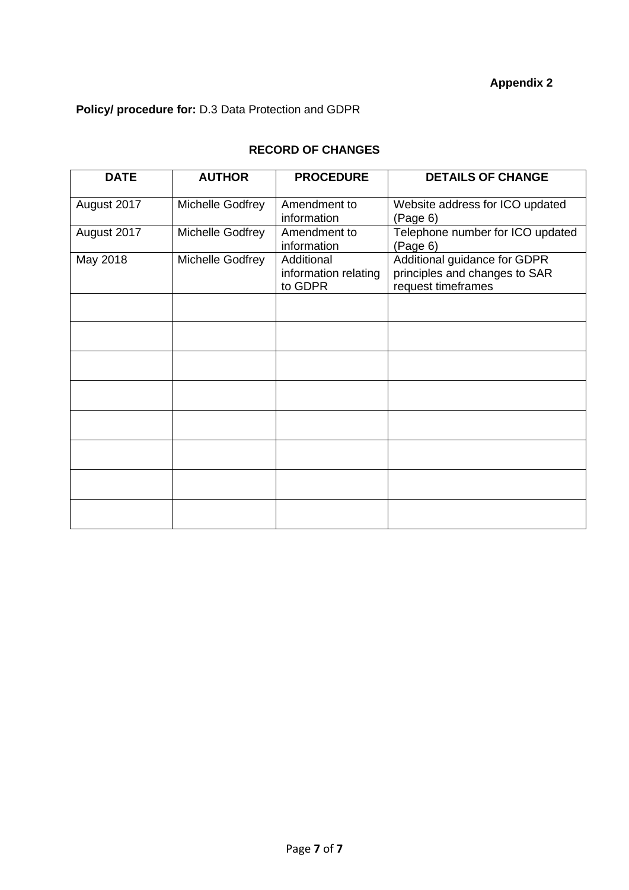**Appendix 2**

**Policy/ procedure for:** D.3 Data Protection and GDPR

**RECORD OF CHANGES**

| DATE | AUTHOR | PROCEDURE | DETAILS OF CHANGE |
|---|---|---|---|
| August 2017 | Michelle Godfrey | Amendment to information | Website address for ICO updated (Page 6) |
| August 2017 | Michelle Godfrey | Amendment to information | Telephone number for ICO updated (Page 6) |
| May 2018 | Michelle Godfrey | Additional information relating to GDPR | Additional guidance for GDPR principles and changes to SAR request timeframes |
| | | | |
| | | | |
| | | | |
| | | | |
| | | | |
| | | | |
| | | | |
| | | | |